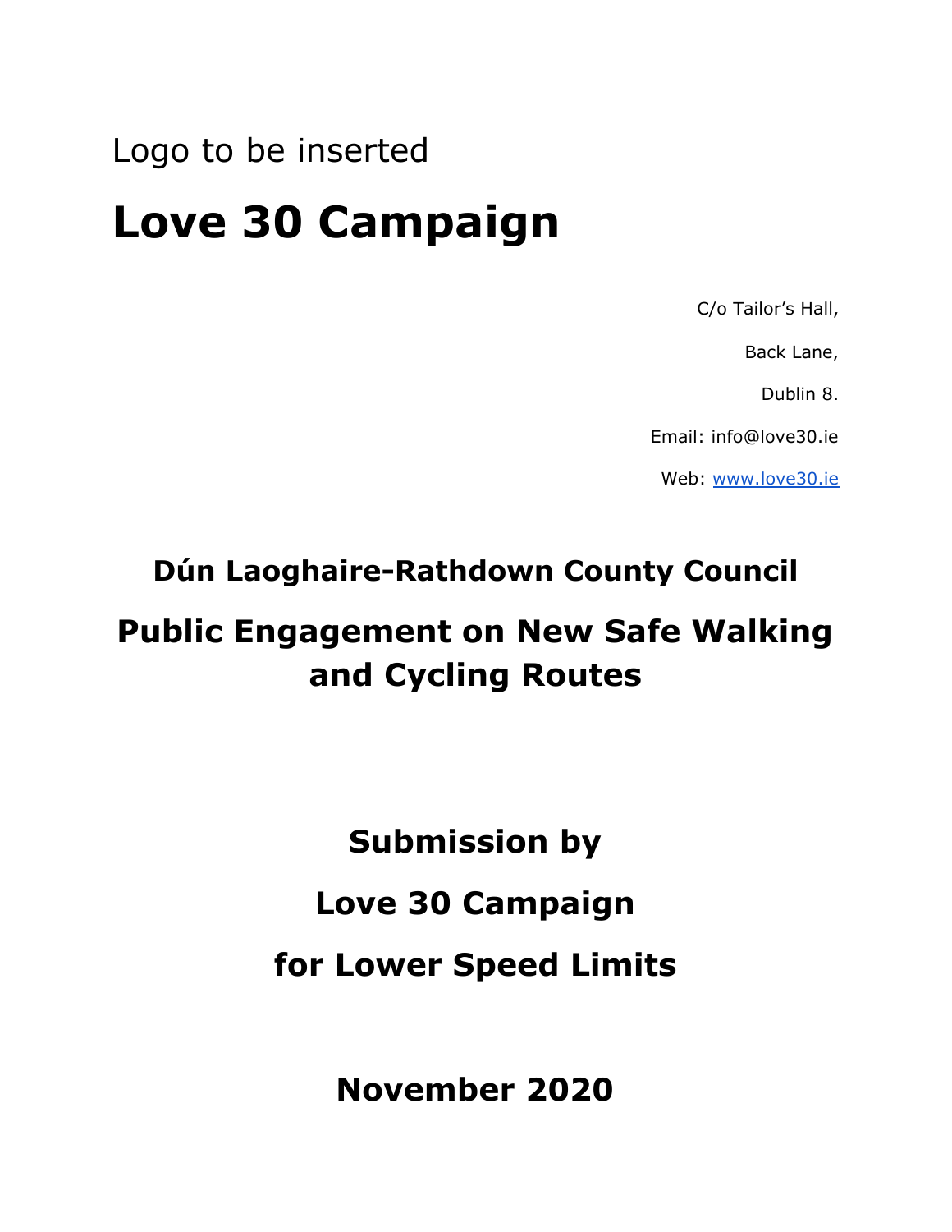Logo to be inserted

# Love 30 Campaign

C/o Tailor's Hall,

Back Lane,

Dublin 8.

Email: info@love30.ie

Web: www.love30.ie

## Dún Laoghaire-Rathdown County Council

## Public Engagement on New Safe Walking and Cycling Routes

## Submission by

## Love 30 Campaign

## for Lower Speed Limits

## November 2020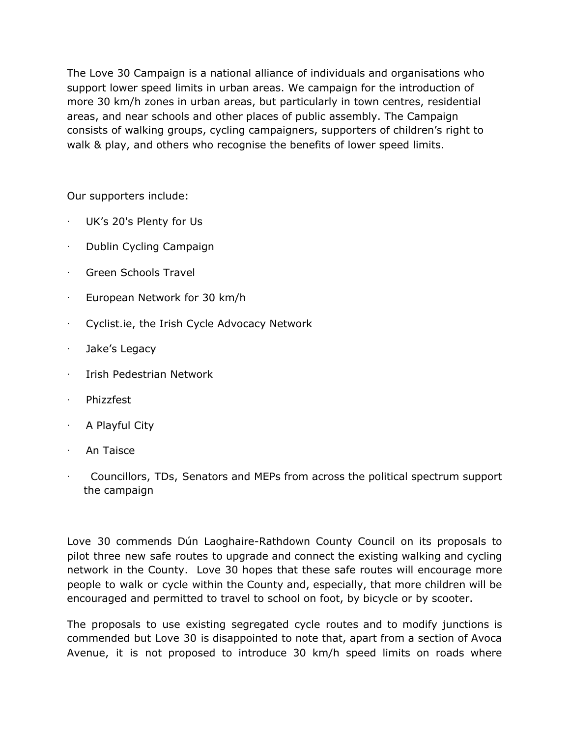The Love 30 Campaign is a national alliance of individuals and organisations who support lower speed limits in urban areas. We campaign for the introduction of more 30 km/h zones in urban areas, but particularly in town centres, residential areas, and near schools and other places of public assembly. The Campaign consists of walking groups, cycling campaigners, supporters of children's right to walk & play, and others who recognise the benefits of lower speed limits.

Our supporters include:

- UK's 20's Plenty for Us
- Dublin Cycling Campaign
- Green Schools Travel
- European Network for 30 km/h
- Cyclist.ie, the Irish Cycle Advocacy Network
- Jake's Legacy
- Irish Pedestrian Network
- Phizzfest
- A Playful City
- An Taisce
- Councillors, TDs, Senators and MEPs from across the political spectrum support the campaign

Love 30 commends Dún Laoghaire-Rathdown County Council on its proposals to pilot three new safe routes to upgrade and connect the existing walking and cycling network in the County. Love 30 hopes that these safe routes will encourage more people to walk or cycle within the County and, especially, that more children will be encouraged and permitted to travel to school on foot, by bicycle or by scooter.

The proposals to use existing segregated cycle routes and to modify junctions is commended but Love 30 is disappointed to note that, apart from a section of Avoca Avenue, it is not proposed to introduce 30 km/h speed limits on roads where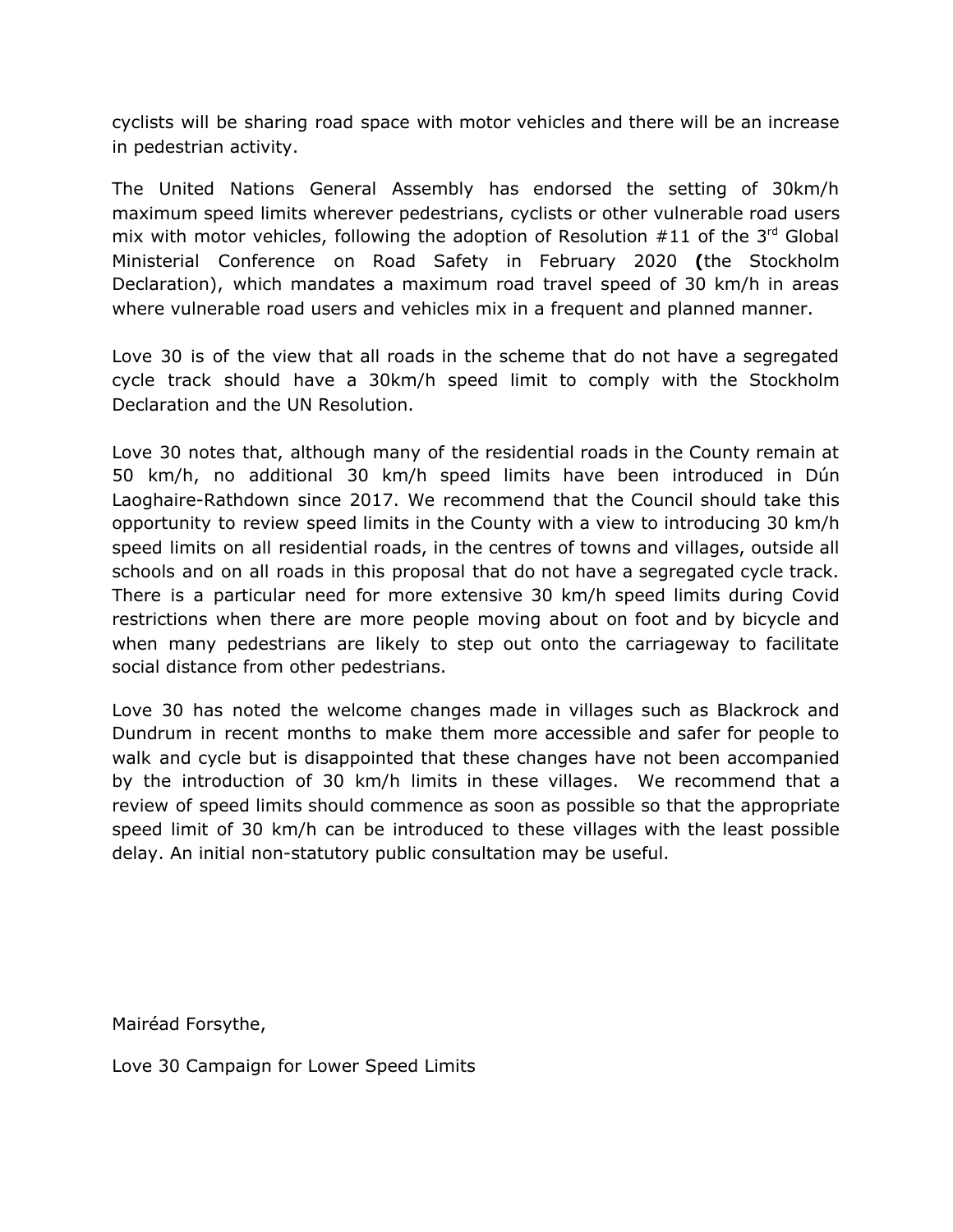cyclists will be sharing road space with motor vehicles and there will be an increase in pedestrian activity.

The United Nations General Assembly has endorsed the setting of 30km/h maximum speed limits wherever pedestrians, cyclists or other vulnerable road users mix with motor vehicles, following the adoption of Resolution #11 of the 3rd Global Ministerial Conference on Road Safety in February 2020 **(**the Stockholm Declaration), which mandates a maximum road travel speed of 30 km/h in areas where vulnerable road users and vehicles mix in a frequent and planned manner.

Love 30 is of the view that all roads in the scheme that do not have a segregated cycle track should have a 30km/h speed limit to comply with the Stockholm Declaration and the UN Resolution.

Love 30 notes that, although many of the residential roads in the County remain at 50 km/h, no additional 30 km/h speed limits have been introduced in Dún Laoghaire-Rathdown since 2017. We recommend that the Council should take this opportunity to review speed limits in the County with a view to introducing 30 km/h speed limits on all residential roads, in the centres of towns and villages, outside all schools and on all roads in this proposal that do not have a segregated cycle track. There is a particular need for more extensive 30 km/h speed limits during Covid restrictions when there are more people moving about on foot and by bicycle and when many pedestrians are likely to step out onto the carriageway to facilitate social distance from other pedestrians.

Love 30 has noted the welcome changes made in villages such as Blackrock and Dundrum in recent months to make them more accessible and safer for people to walk and cycle but is disappointed that these changes have not been accompanied by the introduction of 30 km/h limits in these villages. We recommend that a review of speed limits should commence as soon as possible so that the appropriate speed limit of 30 km/h can be introduced to these villages with the least possible delay. An initial non-statutory public consultation may be useful.

Mairéad Forsythe,

Love 30 Campaign for Lower Speed Limits